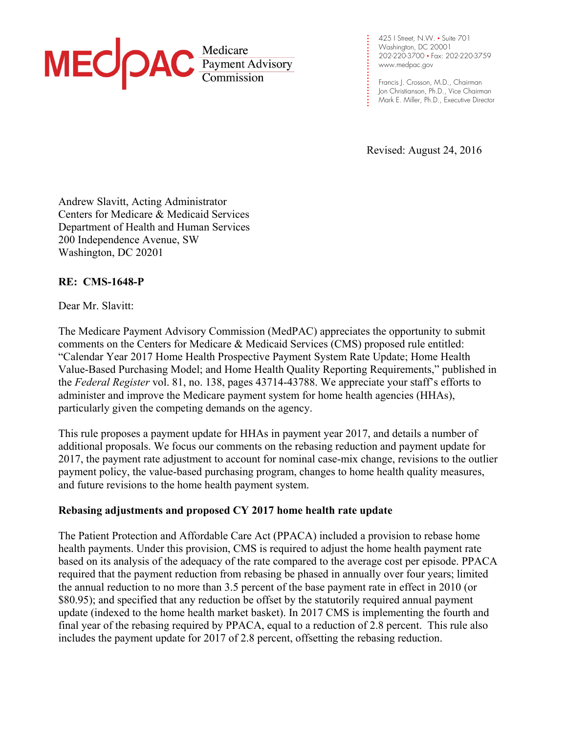MEDPAC Medicare Payment Advisory Commission

425 I Street, N.W. • Suite 701
Washington, DC 20001
202-220-3700 • Fax: 202-220-3759
www.medpac.gov

Francis J. Crosson, M.D., Chairman
Jon Christianson, Ph.D., Vice Chairman
Mark E. Miller, Ph.D., Executive Director

Revised: August 24, 2016

Andrew Slavitt, Acting Administrator
Centers for Medicare & Medicaid Services
Department of Health and Human Services
200 Independence Avenue, SW
Washington, DC 20201

**RE: CMS-1648-P**

Dear Mr. Slavitt:

The Medicare Payment Advisory Commission (MedPAC) appreciates the opportunity to submit comments on the Centers for Medicare & Medicaid Services (CMS) proposed rule entitled: "Calendar Year 2017 Home Health Prospective Payment System Rate Update; Home Health Value-Based Purchasing Model; and Home Health Quality Reporting Requirements," published in the *Federal Register* vol. 81, no. 138, pages 43714-43788. We appreciate your staff's efforts to administer and improve the Medicare payment system for home health agencies (HHAs), particularly given the competing demands on the agency.

This rule proposes a payment update for HHAs in payment year 2017, and details a number of additional proposals. We focus our comments on the rebasing reduction and payment update for 2017, the payment rate adjustment to account for nominal case-mix change, revisions to the outlier payment policy, the value-based purchasing program, changes to home health quality measures, and future revisions to the home health payment system.

**Rebasing adjustments and proposed CY 2017 home health rate update**

The Patient Protection and Affordable Care Act (PPACA) included a provision to rebase home health payments. Under this provision, CMS is required to adjust the home health payment rate based on its analysis of the adequacy of the rate compared to the average cost per episode. PPACA required that the payment reduction from rebasing be phased in annually over four years; limited the annual reduction to no more than 3.5 percent of the base payment rate in effect in 2010 (or $80.95); and specified that any reduction be offset by the statutorily required annual payment update (indexed to the home health market basket). In 2017 CMS is implementing the fourth and final year of the rebasing required by PPACA, equal to a reduction of 2.8 percent. This rule also includes the payment update for 2017 of 2.8 percent, offsetting the rebasing reduction.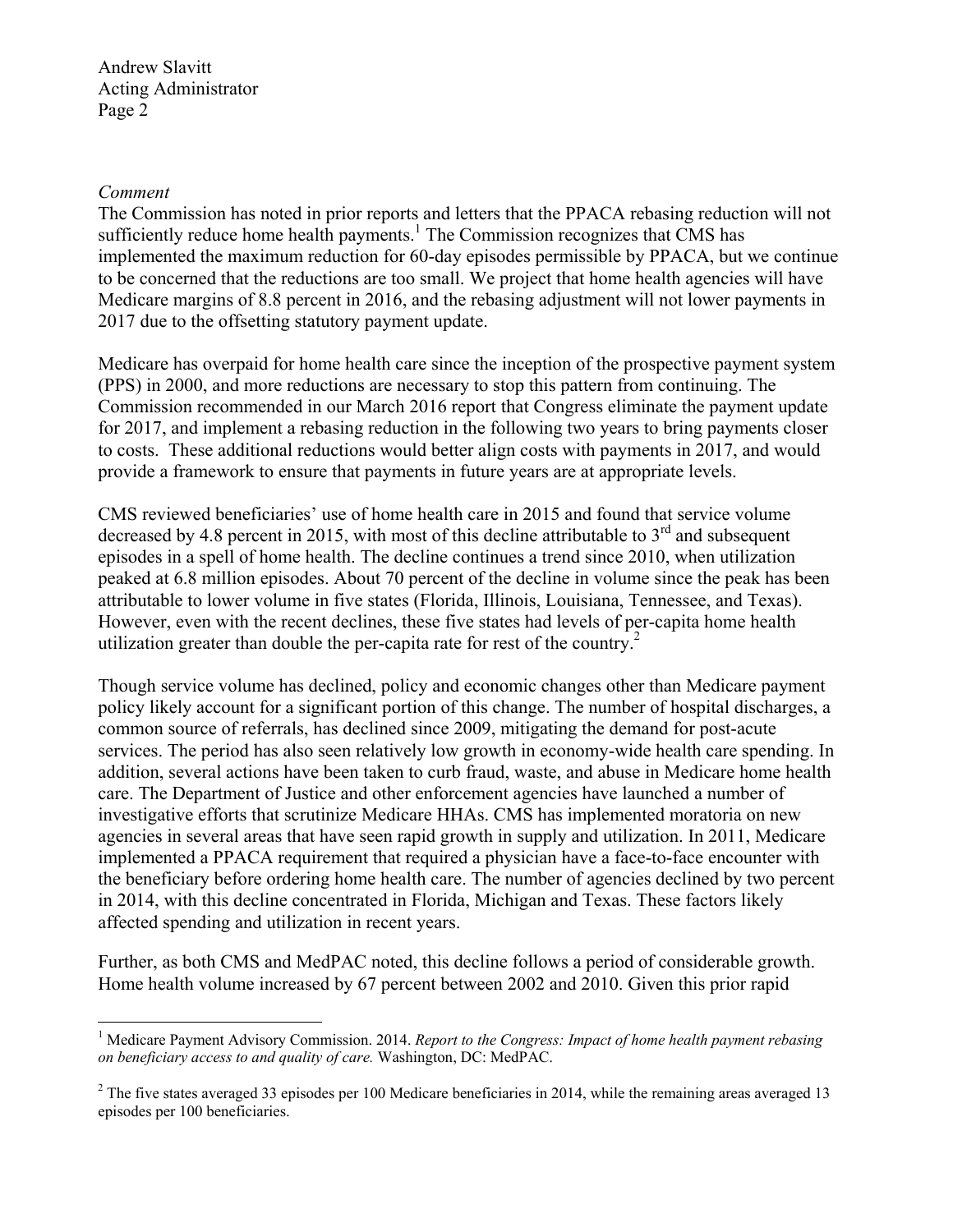*Comment*

The Commission has noted in prior reports and letters that the PPACA rebasing reduction will not sufficiently reduce home health payments.[1] The Commission recognizes that CMS has implemented the maximum reduction for 60-day episodes permissible by PPACA, but we continue to be concerned that the reductions are too small. We project that home health agencies will have Medicare margins of 8.8 percent in 2016, and the rebasing adjustment will not lower payments in 2017 due to the offsetting statutory payment update.

Medicare has overpaid for home health care since the inception of the prospective payment system (PPS) in 2000, and more reductions are necessary to stop this pattern from continuing. The Commission recommended in our March 2016 report that Congress eliminate the payment update for 2017, and implement a rebasing reduction in the following two years to bring payments closer to costs. These additional reductions would better align costs with payments in 2017, and would provide a framework to ensure that payments in future years are at appropriate levels.

CMS reviewed beneficiaries' use of home health care in 2015 and found that service volume decreased by 4.8 percent in 2015, with most of this decline attributable to 3rd and subsequent episodes in a spell of home health. The decline continues a trend since 2010, when utilization peaked at 6.8 million episodes. About 70 percent of the decline in volume since the peak has been attributable to lower volume in five states (Florida, Illinois, Louisiana, Tennessee, and Texas). However, even with the recent declines, these five states had levels of per-capita home health utilization greater than double the per-capita rate for rest of the country.[2]

Though service volume has declined, policy and economic changes other than Medicare payment policy likely account for a significant portion of this change. The number of hospital discharges, a common source of referrals, has declined since 2009, mitigating the demand for post-acute services. The period has also seen relatively low growth in economy-wide health care spending. In addition, several actions have been taken to curb fraud, waste, and abuse in Medicare home health care. The Department of Justice and other enforcement agencies have launched a number of investigative efforts that scrutinize Medicare HHAs. CMS has implemented moratoria on new agencies in several areas that have seen rapid growth in supply and utilization. In 2011, Medicare implemented a PPACA requirement that required a physician have a face-to-face encounter with the beneficiary before ordering home health care. The number of agencies declined by two percent in 2014, with this decline concentrated in Florida, Michigan and Texas. These factors likely affected spending and utilization in recent years.

Further, as both CMS and MedPAC noted, this decline follows a period of considerable growth. Home health volume increased by 67 percent between 2002 and 2010. Given this prior rapid

---

[1] Medicare Payment Advisory Commission. 2014. *Report to the Congress: Impact of home health payment rebasing on beneficiary access to and quality of care.* Washington, DC: MedPAC.

[2] The five states averaged 33 episodes per 100 Medicare beneficiaries in 2014, while the remaining areas averaged 13 episodes per 100 beneficiaries.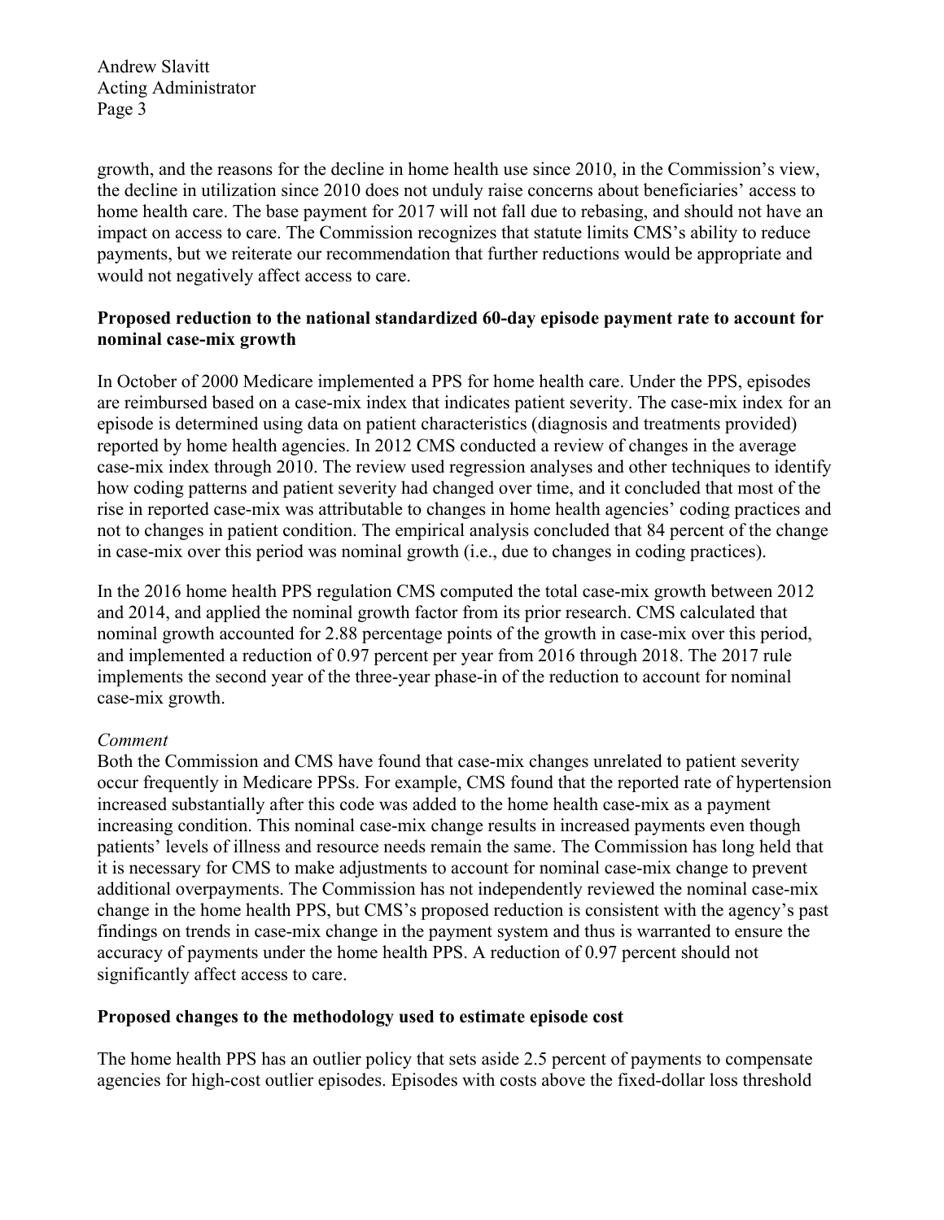growth, and the reasons for the decline in home health use since 2010, in the Commission's view, the decline in utilization since 2010 does not unduly raise concerns about beneficiaries' access to home health care. The base payment for 2017 will not fall due to rebasing, and should not have an impact on access to care. The Commission recognizes that statute limits CMS's ability to reduce payments, but we reiterate our recommendation that further reductions would be appropriate and would not negatively affect access to care.

**Proposed reduction to the national standardized 60-day episode payment rate to account for nominal case-mix growth**

In October of 2000 Medicare implemented a PPS for home health care. Under the PPS, episodes are reimbursed based on a case-mix index that indicates patient severity. The case-mix index for an episode is determined using data on patient characteristics (diagnosis and treatments provided) reported by home health agencies. In 2012 CMS conducted a review of changes in the average case-mix index through 2010. The review used regression analyses and other techniques to identify how coding patterns and patient severity had changed over time, and it concluded that most of the rise in reported case-mix was attributable to changes in home health agencies' coding practices and not to changes in patient condition. The empirical analysis concluded that 84 percent of the change in case-mix over this period was nominal growth (i.e., due to changes in coding practices).

In the 2016 home health PPS regulation CMS computed the total case-mix growth between 2012 and 2014, and applied the nominal growth factor from its prior research. CMS calculated that nominal growth accounted for 2.88 percentage points of the growth in case-mix over this period, and implemented a reduction of 0.97 percent per year from 2016 through 2018. The 2017 rule implements the second year of the three-year phase-in of the reduction to account for nominal case-mix growth.

*Comment*

Both the Commission and CMS have found that case-mix changes unrelated to patient severity occur frequently in Medicare PPSs. For example, CMS found that the reported rate of hypertension increased substantially after this code was added to the home health case-mix as a payment increasing condition. This nominal case-mix change results in increased payments even though patients' levels of illness and resource needs remain the same. The Commission has long held that it is necessary for CMS to make adjustments to account for nominal case-mix change to prevent additional overpayments. The Commission has not independently reviewed the nominal case-mix change in the home health PPS, but CMS's proposed reduction is consistent with the agency's past findings on trends in case-mix change in the payment system and thus is warranted to ensure the accuracy of payments under the home health PPS. A reduction of 0.97 percent should not significantly affect access to care.

**Proposed changes to the methodology used to estimate episode cost**

The home health PPS has an outlier policy that sets aside 2.5 percent of payments to compensate agencies for high-cost outlier episodes. Episodes with costs above the fixed-dollar loss threshold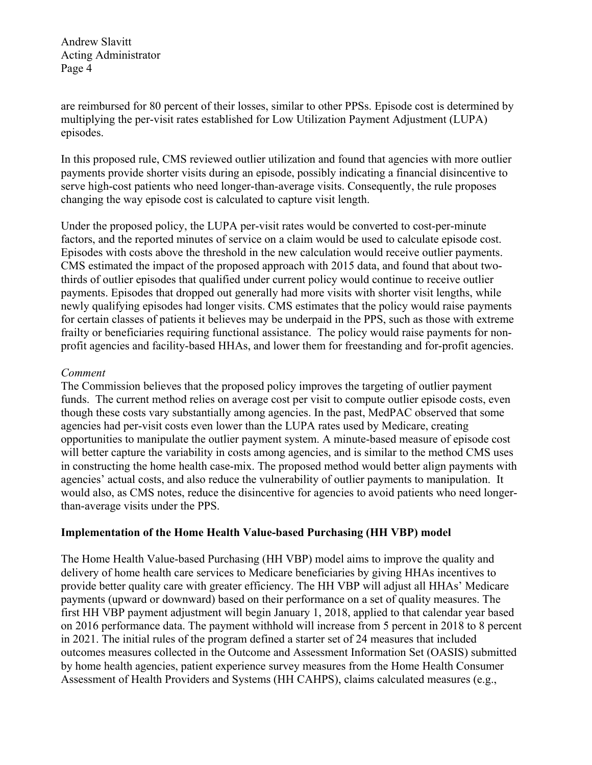are reimbursed for 80 percent of their losses, similar to other PPSs. Episode cost is determined by multiplying the per-visit rates established for Low Utilization Payment Adjustment (LUPA) episodes.

In this proposed rule, CMS reviewed outlier utilization and found that agencies with more outlier payments provide shorter visits during an episode, possibly indicating a financial disincentive to serve high-cost patients who need longer-than-average visits. Consequently, the rule proposes changing the way episode cost is calculated to capture visit length.

Under the proposed policy, the LUPA per-visit rates would be converted to cost-per-minute factors, and the reported minutes of service on a claim would be used to calculate episode cost. Episodes with costs above the threshold in the new calculation would receive outlier payments. CMS estimated the impact of the proposed approach with 2015 data, and found that about two-thirds of outlier episodes that qualified under current policy would continue to receive outlier payments. Episodes that dropped out generally had more visits with shorter visit lengths, while newly qualifying episodes had longer visits. CMS estimates that the policy would raise payments for certain classes of patients it believes may be underpaid in the PPS, such as those with extreme frailty or beneficiaries requiring functional assistance. The policy would raise payments for non-profit agencies and facility-based HHAs, and lower them for freestanding and for-profit agencies.

*Comment*

The Commission believes that the proposed policy improves the targeting of outlier payment funds. The current method relies on average cost per visit to compute outlier episode costs, even though these costs vary substantially among agencies. In the past, MedPAC observed that some agencies had per-visit costs even lower than the LUPA rates used by Medicare, creating opportunities to manipulate the outlier payment system. A minute-based measure of episode cost will better capture the variability in costs among agencies, and is similar to the method CMS uses in constructing the home health case-mix. The proposed method would better align payments with agencies' actual costs, and also reduce the vulnerability of outlier payments to manipulation. It would also, as CMS notes, reduce the disincentive for agencies to avoid patients who need longer-than-average visits under the PPS.

**Implementation of the Home Health Value-based Purchasing (HH VBP) model**

The Home Health Value-based Purchasing (HH VBP) model aims to improve the quality and delivery of home health care services to Medicare beneficiaries by giving HHAs incentives to provide better quality care with greater efficiency. The HH VBP will adjust all HHAs' Medicare payments (upward or downward) based on their performance on a set of quality measures. The first HH VBP payment adjustment will begin January 1, 2018, applied to that calendar year based on 2016 performance data. The payment withhold will increase from 5 percent in 2018 to 8 percent in 2021. The initial rules of the program defined a starter set of 24 measures that included outcomes measures collected in the Outcome and Assessment Information Set (OASIS) submitted by home health agencies, patient experience survey measures from the Home Health Consumer Assessment of Health Providers and Systems (HH CAHPS), claims calculated measures (e.g.,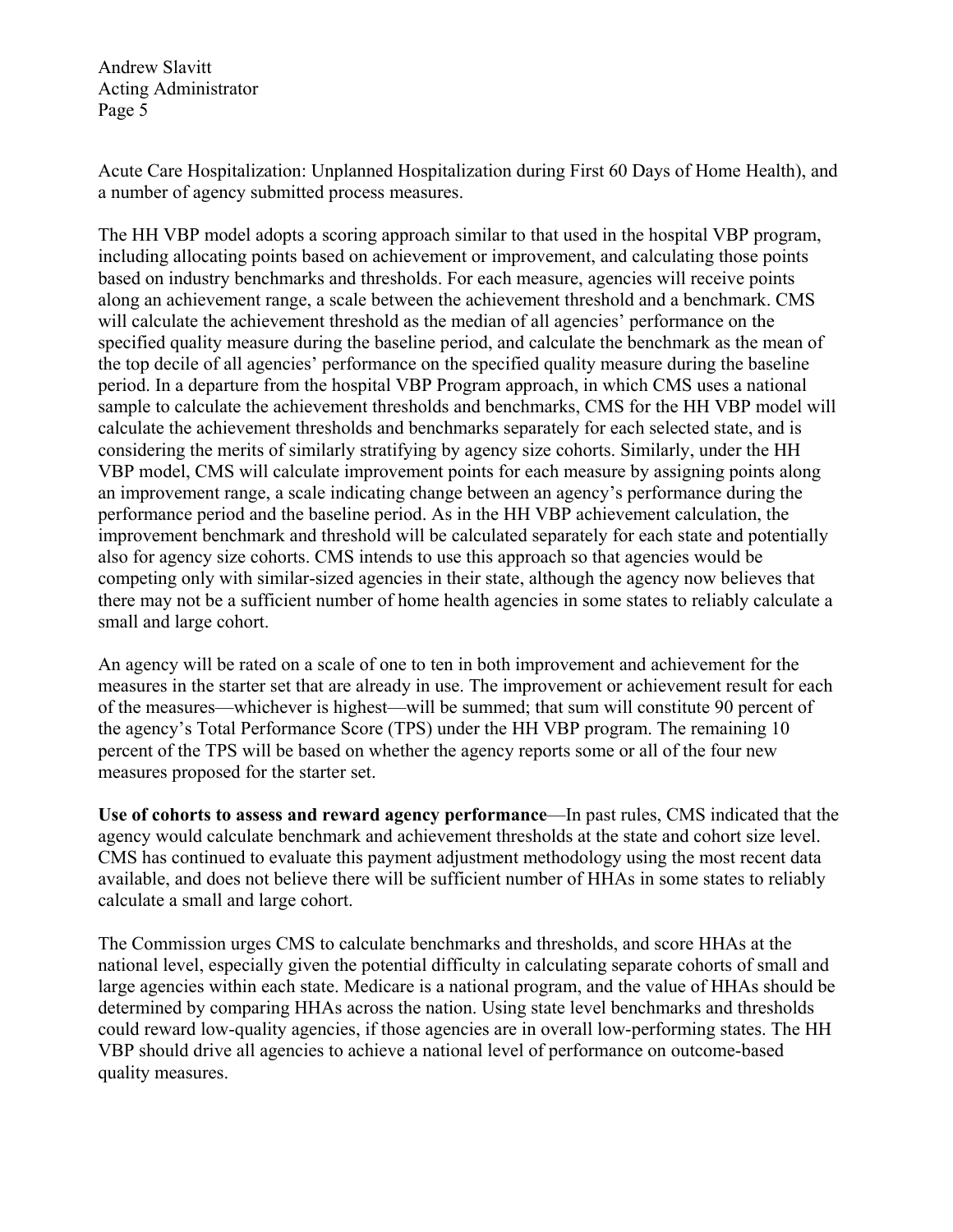Acute Care Hospitalization: Unplanned Hospitalization during First 60 Days of Home Health), and a number of agency submitted process measures.

The HH VBP model adopts a scoring approach similar to that used in the hospital VBP program, including allocating points based on achievement or improvement, and calculating those points based on industry benchmarks and thresholds. For each measure, agencies will receive points along an achievement range, a scale between the achievement threshold and a benchmark. CMS will calculate the achievement threshold as the median of all agencies' performance on the specified quality measure during the baseline period, and calculate the benchmark as the mean of the top decile of all agencies' performance on the specified quality measure during the baseline period. In a departure from the hospital VBP Program approach, in which CMS uses a national sample to calculate the achievement thresholds and benchmarks, CMS for the HH VBP model will calculate the achievement thresholds and benchmarks separately for each selected state, and is considering the merits of similarly stratifying by agency size cohorts. Similarly, under the HH VBP model, CMS will calculate improvement points for each measure by assigning points along an improvement range, a scale indicating change between an agency's performance during the performance period and the baseline period. As in the HH VBP achievement calculation, the improvement benchmark and threshold will be calculated separately for each state and potentially also for agency size cohorts. CMS intends to use this approach so that agencies would be competing only with similar-sized agencies in their state, although the agency now believes that there may not be a sufficient number of home health agencies in some states to reliably calculate a small and large cohort.

An agency will be rated on a scale of one to ten in both improvement and achievement for the measures in the starter set that are already in use. The improvement or achievement result for each of the measures—whichever is highest—will be summed; that sum will constitute 90 percent of the agency's Total Performance Score (TPS) under the HH VBP program. The remaining 10 percent of the TPS will be based on whether the agency reports some or all of the four new measures proposed for the starter set.

**Use of cohorts to assess and reward agency performance**—In past rules, CMS indicated that the agency would calculate benchmark and achievement thresholds at the state and cohort size level. CMS has continued to evaluate this payment adjustment methodology using the most recent data available, and does not believe there will be sufficient number of HHAs in some states to reliably calculate a small and large cohort.

The Commission urges CMS to calculate benchmarks and thresholds, and score HHAs at the national level, especially given the potential difficulty in calculating separate cohorts of small and large agencies within each state. Medicare is a national program, and the value of HHAs should be determined by comparing HHAs across the nation. Using state level benchmarks and thresholds could reward low-quality agencies, if those agencies are in overall low-performing states. The HH VBP should drive all agencies to achieve a national level of performance on outcome-based quality measures.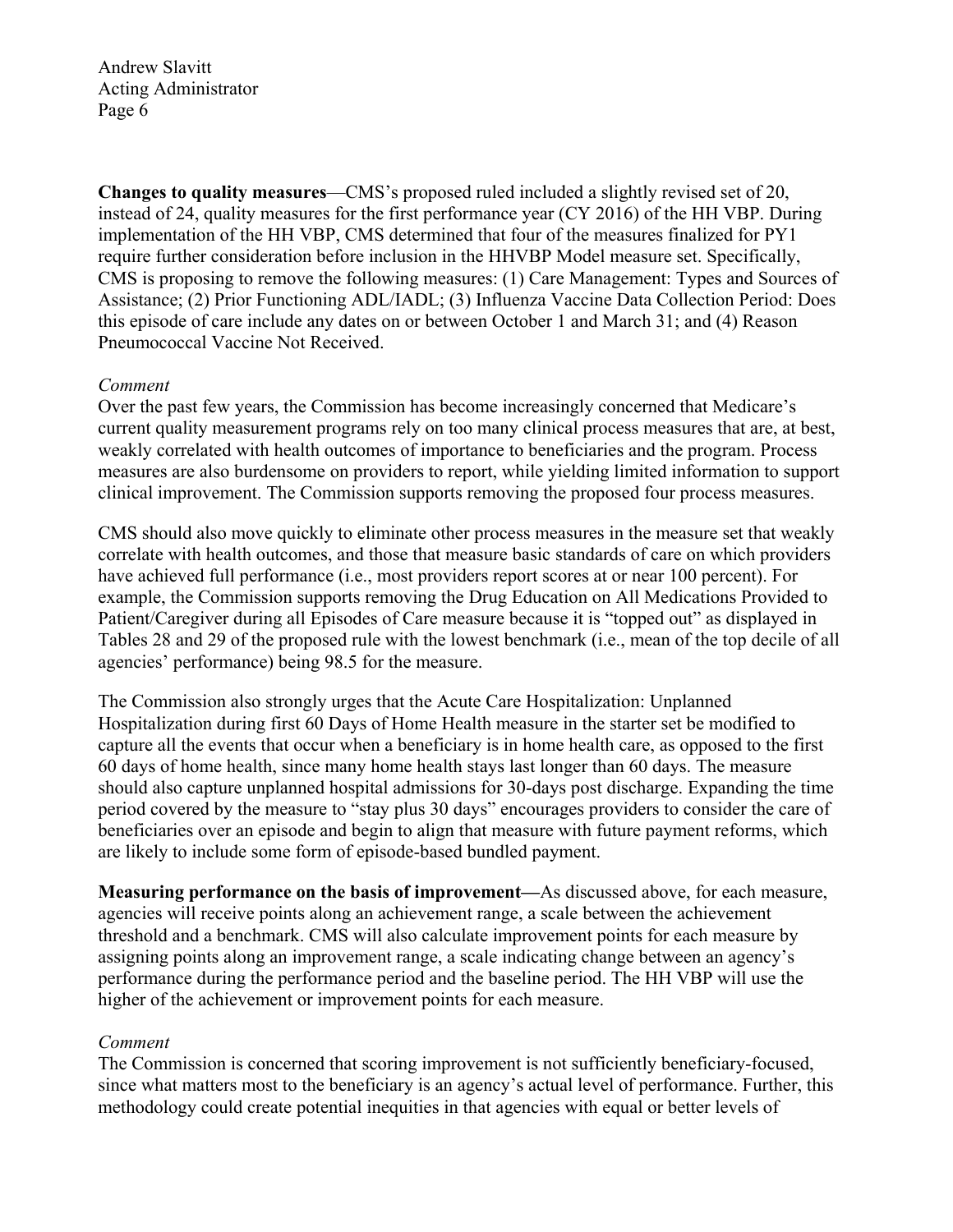**Changes to quality measures**—CMS's proposed ruled included a slightly revised set of 20, instead of 24, quality measures for the first performance year (CY 2016) of the HH VBP. During implementation of the HH VBP, CMS determined that four of the measures finalized for PY1 require further consideration before inclusion in the HHVBP Model measure set. Specifically, CMS is proposing to remove the following measures: (1) Care Management: Types and Sources of Assistance; (2) Prior Functioning ADL/IADL; (3) Influenza Vaccine Data Collection Period: Does this episode of care include any dates on or between October 1 and March 31; and (4) Reason Pneumococcal Vaccine Not Received.

*Comment*

Over the past few years, the Commission has become increasingly concerned that Medicare's current quality measurement programs rely on too many clinical process measures that are, at best, weakly correlated with health outcomes of importance to beneficiaries and the program. Process measures are also burdensome on providers to report, while yielding limited information to support clinical improvement. The Commission supports removing the proposed four process measures.

CMS should also move quickly to eliminate other process measures in the measure set that weakly correlate with health outcomes, and those that measure basic standards of care on which providers have achieved full performance (i.e., most providers report scores at or near 100 percent). For example, the Commission supports removing the Drug Education on All Medications Provided to Patient/Caregiver during all Episodes of Care measure because it is "topped out" as displayed in Tables 28 and 29 of the proposed rule with the lowest benchmark (i.e., mean of the top decile of all agencies' performance) being 98.5 for the measure.

The Commission also strongly urges that the Acute Care Hospitalization: Unplanned Hospitalization during first 60 Days of Home Health measure in the starter set be modified to capture all the events that occur when a beneficiary is in home health care, as opposed to the first 60 days of home health, since many home health stays last longer than 60 days. The measure should also capture unplanned hospital admissions for 30-days post discharge. Expanding the time period covered by the measure to "stay plus 30 days" encourages providers to consider the care of beneficiaries over an episode and begin to align that measure with future payment reforms, which are likely to include some form of episode-based bundled payment.

**Measuring performance on the basis of improvement—**As discussed above, for each measure, agencies will receive points along an achievement range, a scale between the achievement threshold and a benchmark. CMS will also calculate improvement points for each measure by assigning points along an improvement range, a scale indicating change between an agency's performance during the performance period and the baseline period. The HH VBP will use the higher of the achievement or improvement points for each measure.

*Comment*

The Commission is concerned that scoring improvement is not sufficiently beneficiary-focused, since what matters most to the beneficiary is an agency's actual level of performance. Further, this methodology could create potential inequities in that agencies with equal or better levels of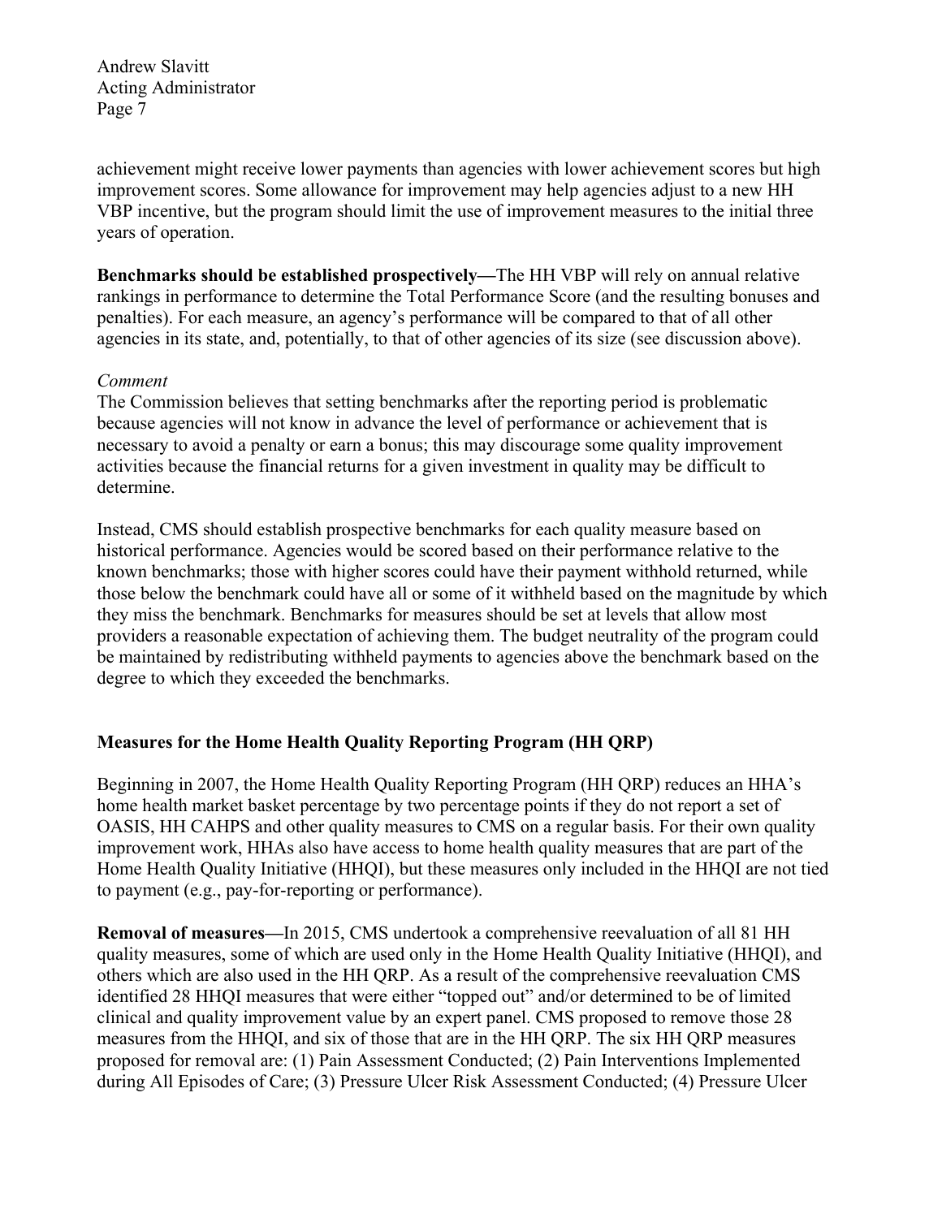achievement might receive lower payments than agencies with lower achievement scores but high improvement scores. Some allowance for improvement may help agencies adjust to a new HH VBP incentive, but the program should limit the use of improvement measures to the initial three years of operation.

**Benchmarks should be established prospectively—**The HH VBP will rely on annual relative rankings in performance to determine the Total Performance Score (and the resulting bonuses and penalties). For each measure, an agency's performance will be compared to that of all other agencies in its state, and, potentially, to that of other agencies of its size (see discussion above).

*Comment*

The Commission believes that setting benchmarks after the reporting period is problematic because agencies will not know in advance the level of performance or achievement that is necessary to avoid a penalty or earn a bonus; this may discourage some quality improvement activities because the financial returns for a given investment in quality may be difficult to determine.

Instead, CMS should establish prospective benchmarks for each quality measure based on historical performance. Agencies would be scored based on their performance relative to the known benchmarks; those with higher scores could have their payment withhold returned, while those below the benchmark could have all or some of it withheld based on the magnitude by which they miss the benchmark. Benchmarks for measures should be set at levels that allow most providers a reasonable expectation of achieving them. The budget neutrality of the program could be maintained by redistributing withheld payments to agencies above the benchmark based on the degree to which they exceeded the benchmarks.

**Measures for the Home Health Quality Reporting Program (HH QRP)**

Beginning in 2007, the Home Health Quality Reporting Program (HH QRP) reduces an HHA's home health market basket percentage by two percentage points if they do not report a set of OASIS, HH CAHPS and other quality measures to CMS on a regular basis. For their own quality improvement work, HHAs also have access to home health quality measures that are part of the Home Health Quality Initiative (HHQI), but these measures only included in the HHQI are not tied to payment (e.g., pay-for-reporting or performance).

**Removal of measures—**In 2015, CMS undertook a comprehensive reevaluation of all 81 HH quality measures, some of which are used only in the Home Health Quality Initiative (HHQI), and others which are also used in the HH QRP. As a result of the comprehensive reevaluation CMS identified 28 HHQI measures that were either "topped out" and/or determined to be of limited clinical and quality improvement value by an expert panel. CMS proposed to remove those 28 measures from the HHQI, and six of those that are in the HH QRP. The six HH QRP measures proposed for removal are: (1) Pain Assessment Conducted; (2) Pain Interventions Implemented during All Episodes of Care; (3) Pressure Ulcer Risk Assessment Conducted; (4) Pressure Ulcer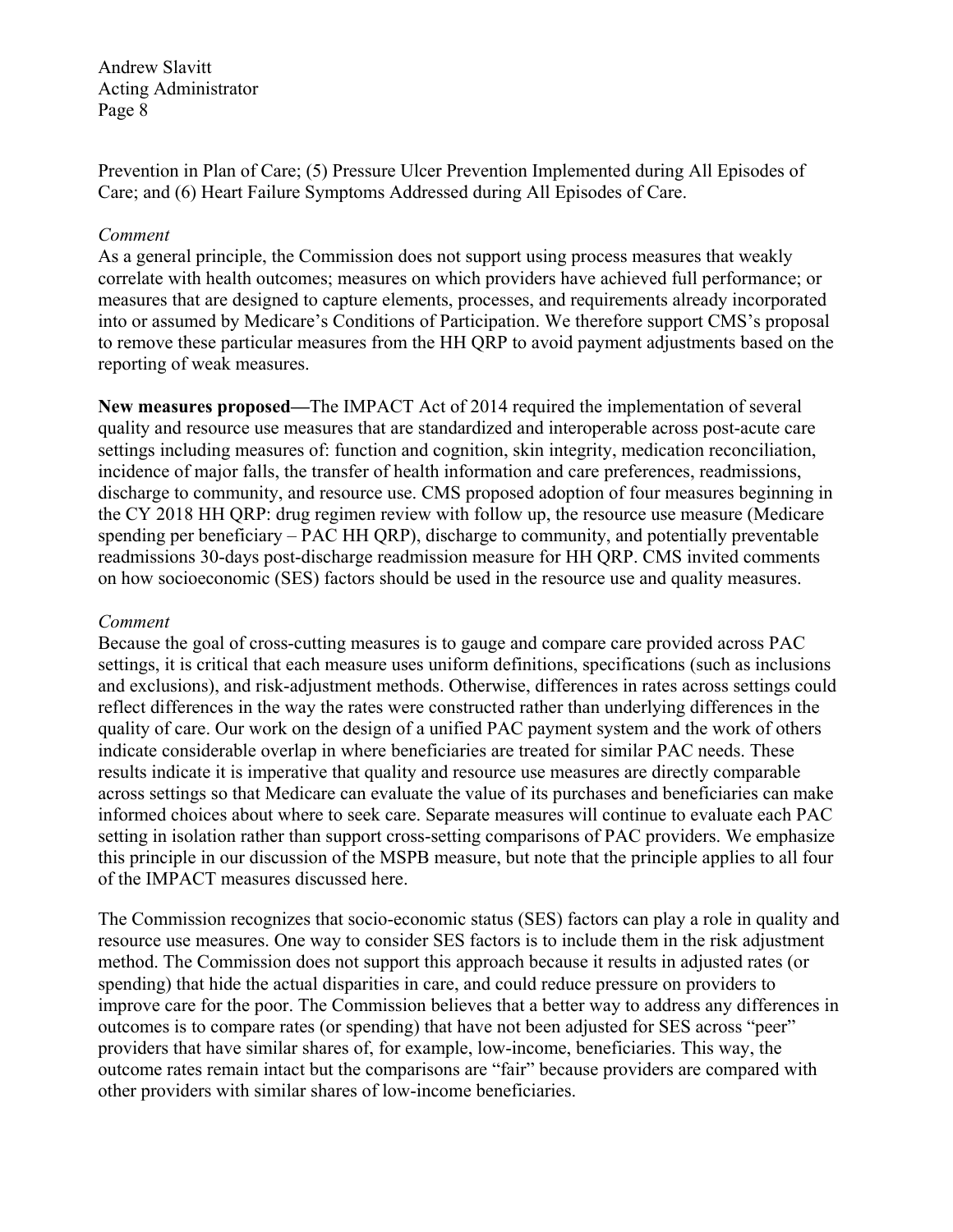Prevention in Plan of Care; (5) Pressure Ulcer Prevention Implemented during All Episodes of Care; and (6) Heart Failure Symptoms Addressed during All Episodes of Care.

*Comment*

As a general principle, the Commission does not support using process measures that weakly correlate with health outcomes; measures on which providers have achieved full performance; or measures that are designed to capture elements, processes, and requirements already incorporated into or assumed by Medicare's Conditions of Participation. We therefore support CMS's proposal to remove these particular measures from the HH QRP to avoid payment adjustments based on the reporting of weak measures.

**New measures proposed—**The IMPACT Act of 2014 required the implementation of several quality and resource use measures that are standardized and interoperable across post-acute care settings including measures of: function and cognition, skin integrity, medication reconciliation, incidence of major falls, the transfer of health information and care preferences, readmissions, discharge to community, and resource use. CMS proposed adoption of four measures beginning in the CY 2018 HH QRP: drug regimen review with follow up, the resource use measure (Medicare spending per beneficiary – PAC HH QRP), discharge to community, and potentially preventable readmissions 30-days post-discharge readmission measure for HH QRP. CMS invited comments on how socioeconomic (SES) factors should be used in the resource use and quality measures.

*Comment*

Because the goal of cross-cutting measures is to gauge and compare care provided across PAC settings, it is critical that each measure uses uniform definitions, specifications (such as inclusions and exclusions), and risk-adjustment methods. Otherwise, differences in rates across settings could reflect differences in the way the rates were constructed rather than underlying differences in the quality of care. Our work on the design of a unified PAC payment system and the work of others indicate considerable overlap in where beneficiaries are treated for similar PAC needs. These results indicate it is imperative that quality and resource use measures are directly comparable across settings so that Medicare can evaluate the value of its purchases and beneficiaries can make informed choices about where to seek care. Separate measures will continue to evaluate each PAC setting in isolation rather than support cross-setting comparisons of PAC providers. We emphasize this principle in our discussion of the MSPB measure, but note that the principle applies to all four of the IMPACT measures discussed here.

The Commission recognizes that socio-economic status (SES) factors can play a role in quality and resource use measures. One way to consider SES factors is to include them in the risk adjustment method. The Commission does not support this approach because it results in adjusted rates (or spending) that hide the actual disparities in care, and could reduce pressure on providers to improve care for the poor. The Commission believes that a better way to address any differences in outcomes is to compare rates (or spending) that have not been adjusted for SES across "peer" providers that have similar shares of, for example, low-income, beneficiaries. This way, the outcome rates remain intact but the comparisons are "fair" because providers are compared with other providers with similar shares of low-income beneficiaries.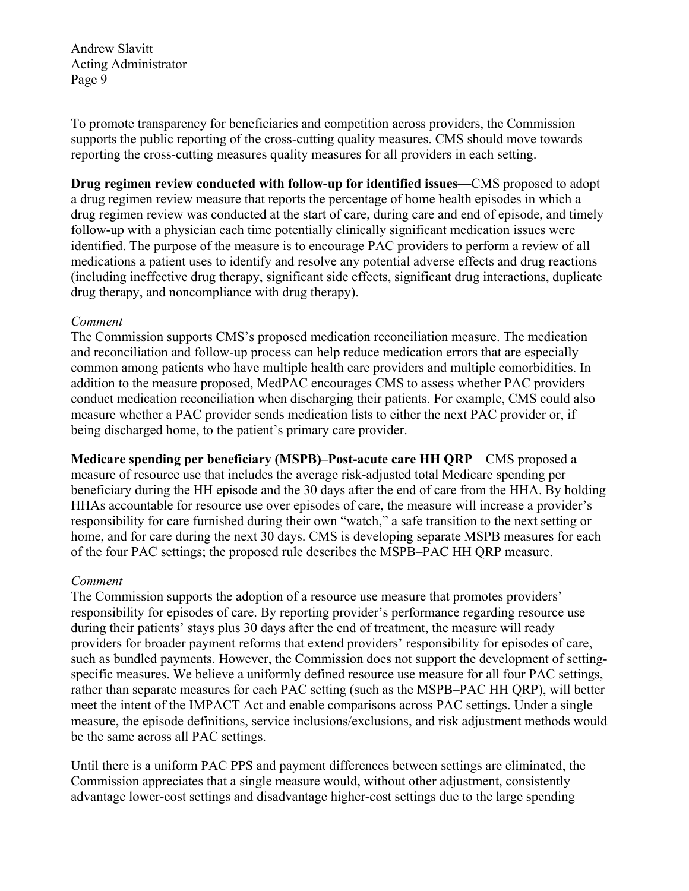To promote transparency for beneficiaries and competition across providers, the Commission supports the public reporting of the cross-cutting quality measures. CMS should move towards reporting the cross-cutting measures quality measures for all providers in each setting.

**Drug regimen review conducted with follow-up for identified issues—**CMS proposed to adopt a drug regimen review measure that reports the percentage of home health episodes in which a drug regimen review was conducted at the start of care, during care and end of episode, and timely follow-up with a physician each time potentially clinically significant medication issues were identified. The purpose of the measure is to encourage PAC providers to perform a review of all medications a patient uses to identify and resolve any potential adverse effects and drug reactions (including ineffective drug therapy, significant side effects, significant drug interactions, duplicate drug therapy, and noncompliance with drug therapy).

*Comment*

The Commission supports CMS's proposed medication reconciliation measure. The medication and reconciliation and follow-up process can help reduce medication errors that are especially common among patients who have multiple health care providers and multiple comorbidities. In addition to the measure proposed, MedPAC encourages CMS to assess whether PAC providers conduct medication reconciliation when discharging their patients. For example, CMS could also measure whether a PAC provider sends medication lists to either the next PAC provider or, if being discharged home, to the patient's primary care provider.

**Medicare spending per beneficiary (MSPB)–Post-acute care HH QRP**—CMS proposed a measure of resource use that includes the average risk-adjusted total Medicare spending per beneficiary during the HH episode and the 30 days after the end of care from the HHA. By holding HHAs accountable for resource use over episodes of care, the measure will increase a provider's responsibility for care furnished during their own "watch," a safe transition to the next setting or home, and for care during the next 30 days. CMS is developing separate MSPB measures for each of the four PAC settings; the proposed rule describes the MSPB–PAC HH QRP measure.

*Comment*

The Commission supports the adoption of a resource use measure that promotes providers' responsibility for episodes of care. By reporting provider's performance regarding resource use during their patients' stays plus 30 days after the end of treatment, the measure will ready providers for broader payment reforms that extend providers' responsibility for episodes of care, such as bundled payments. However, the Commission does not support the development of setting-specific measures. We believe a uniformly defined resource use measure for all four PAC settings, rather than separate measures for each PAC setting (such as the MSPB–PAC HH QRP), will better meet the intent of the IMPACT Act and enable comparisons across PAC settings. Under a single measure, the episode definitions, service inclusions/exclusions, and risk adjustment methods would be the same across all PAC settings.

Until there is a uniform PAC PPS and payment differences between settings are eliminated, the Commission appreciates that a single measure would, without other adjustment, consistently advantage lower-cost settings and disadvantage higher-cost settings due to the large spending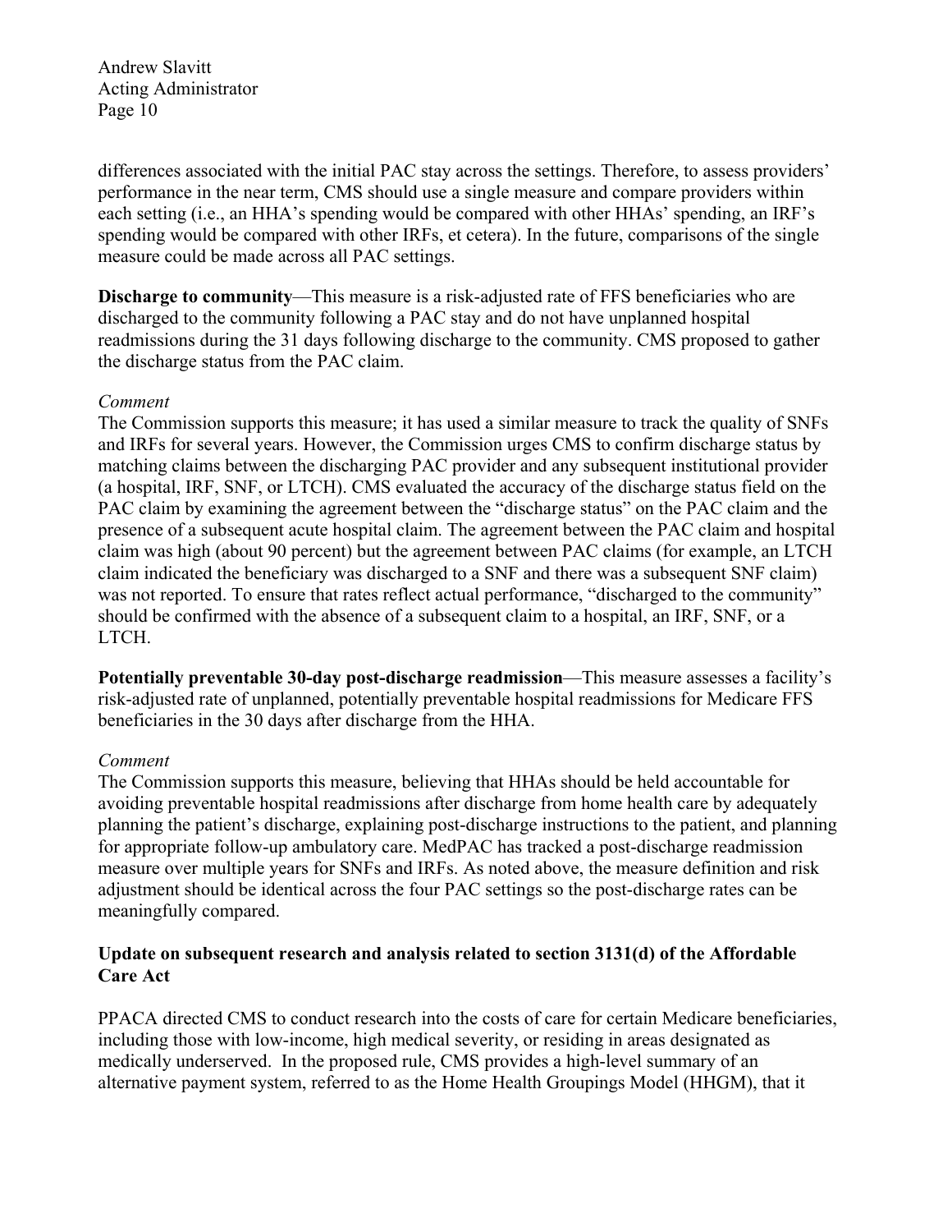differences associated with the initial PAC stay across the settings. Therefore, to assess providers' performance in the near term, CMS should use a single measure and compare providers within each setting (i.e., an HHA's spending would be compared with other HHAs' spending, an IRF's spending would be compared with other IRFs, et cetera). In the future, comparisons of the single measure could be made across all PAC settings.

**Discharge to community**—This measure is a risk-adjusted rate of FFS beneficiaries who are discharged to the community following a PAC stay and do not have unplanned hospital readmissions during the 31 days following discharge to the community. CMS proposed to gather the discharge status from the PAC claim.

*Comment*

The Commission supports this measure; it has used a similar measure to track the quality of SNFs and IRFs for several years. However, the Commission urges CMS to confirm discharge status by matching claims between the discharging PAC provider and any subsequent institutional provider (a hospital, IRF, SNF, or LTCH). CMS evaluated the accuracy of the discharge status field on the PAC claim by examining the agreement between the "discharge status" on the PAC claim and the presence of a subsequent acute hospital claim. The agreement between the PAC claim and hospital claim was high (about 90 percent) but the agreement between PAC claims (for example, an LTCH claim indicated the beneficiary was discharged to a SNF and there was a subsequent SNF claim) was not reported. To ensure that rates reflect actual performance, "discharged to the community" should be confirmed with the absence of a subsequent claim to a hospital, an IRF, SNF, or a LTCH.

**Potentially preventable 30-day post-discharge readmission**—This measure assesses a facility's risk-adjusted rate of unplanned, potentially preventable hospital readmissions for Medicare FFS beneficiaries in the 30 days after discharge from the HHA.

*Comment*

The Commission supports this measure, believing that HHAs should be held accountable for avoiding preventable hospital readmissions after discharge from home health care by adequately planning the patient's discharge, explaining post-discharge instructions to the patient, and planning for appropriate follow-up ambulatory care. MedPAC has tracked a post-discharge readmission measure over multiple years for SNFs and IRFs. As noted above, the measure definition and risk adjustment should be identical across the four PAC settings so the post-discharge rates can be meaningfully compared.

**Update on subsequent research and analysis related to section 3131(d) of the Affordable Care Act**

PPACA directed CMS to conduct research into the costs of care for certain Medicare beneficiaries, including those with low-income, high medical severity, or residing in areas designated as medically underserved. In the proposed rule, CMS provides a high-level summary of an alternative payment system, referred to as the Home Health Groupings Model (HHGM), that it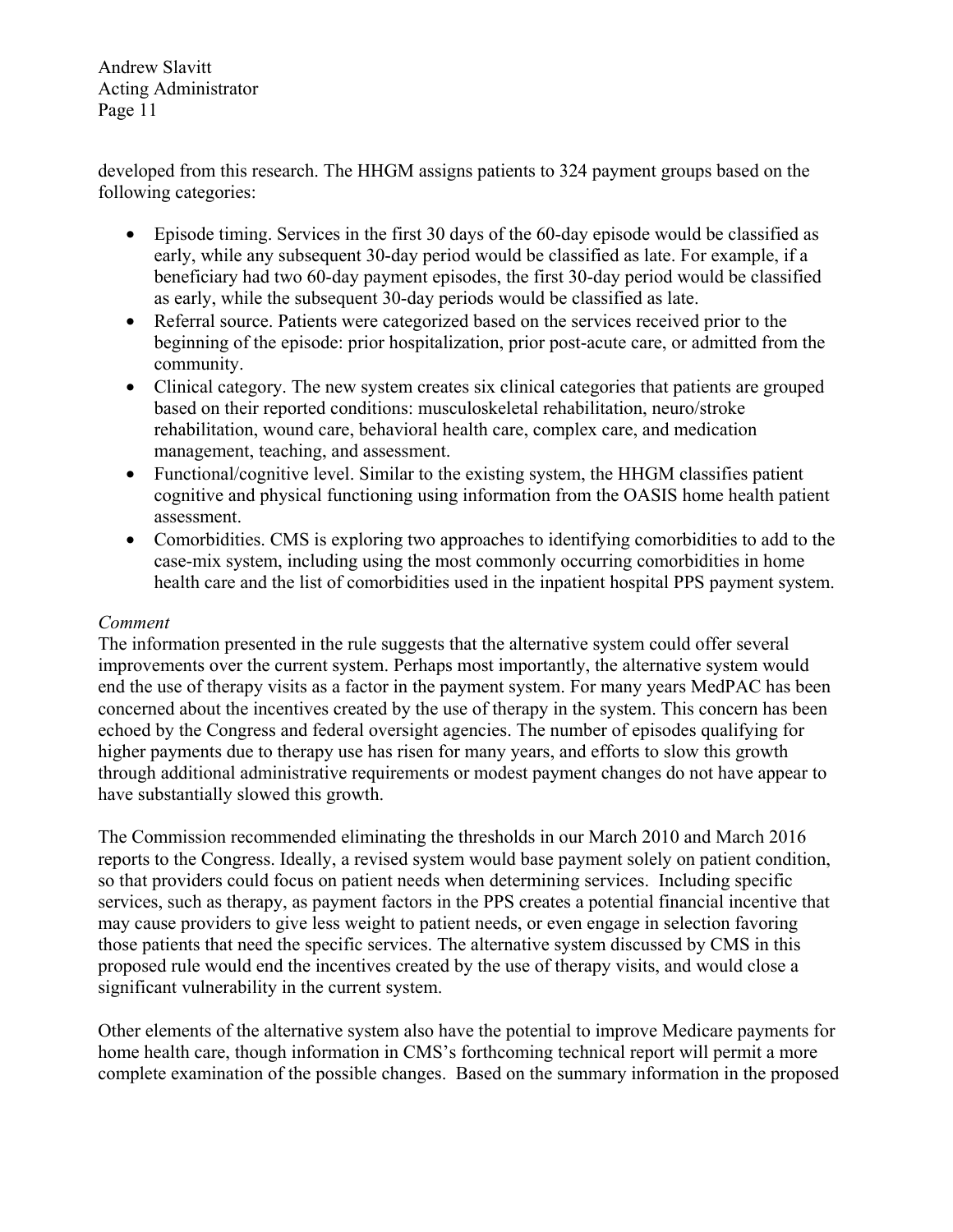developed from this research. The HHGM assigns patients to 324 payment groups based on the following categories:

- Episode timing. Services in the first 30 days of the 60-day episode would be classified as early, while any subsequent 30-day period would be classified as late. For example, if a beneficiary had two 60-day payment episodes, the first 30-day period would be classified as early, while the subsequent 30-day periods would be classified as late.
- Referral source. Patients were categorized based on the services received prior to the beginning of the episode: prior hospitalization, prior post-acute care, or admitted from the community.
- Clinical category. The new system creates six clinical categories that patients are grouped based on their reported conditions: musculoskeletal rehabilitation, neuro/stroke rehabilitation, wound care, behavioral health care, complex care, and medication management, teaching, and assessment.
- Functional/cognitive level. Similar to the existing system, the HHGM classifies patient cognitive and physical functioning using information from the OASIS home health patient assessment.
- Comorbidities. CMS is exploring two approaches to identifying comorbidities to add to the case-mix system, including using the most commonly occurring comorbidities in home health care and the list of comorbidities used in the inpatient hospital PPS payment system.

*Comment*

The information presented in the rule suggests that the alternative system could offer several improvements over the current system. Perhaps most importantly, the alternative system would end the use of therapy visits as a factor in the payment system. For many years MedPAC has been concerned about the incentives created by the use of therapy in the system. This concern has been echoed by the Congress and federal oversight agencies. The number of episodes qualifying for higher payments due to therapy use has risen for many years, and efforts to slow this growth through additional administrative requirements or modest payment changes do not have appear to have substantially slowed this growth.

The Commission recommended eliminating the thresholds in our March 2010 and March 2016 reports to the Congress. Ideally, a revised system would base payment solely on patient condition, so that providers could focus on patient needs when determining services. Including specific services, such as therapy, as payment factors in the PPS creates a potential financial incentive that may cause providers to give less weight to patient needs, or even engage in selection favoring those patients that need the specific services. The alternative system discussed by CMS in this proposed rule would end the incentives created by the use of therapy visits, and would close a significant vulnerability in the current system.

Other elements of the alternative system also have the potential to improve Medicare payments for home health care, though information in CMS's forthcoming technical report will permit a more complete examination of the possible changes. Based on the summary information in the proposed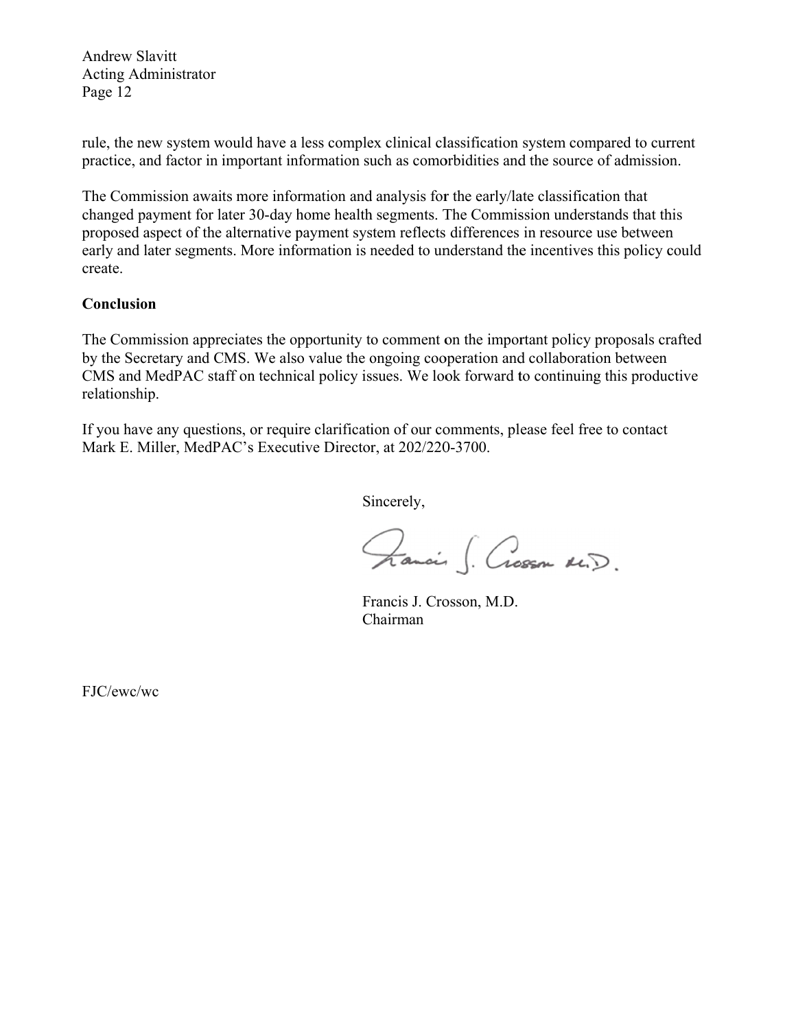rule, the new system would have a less complex clinical classification system compared to current practice, and factor in important information such as comorbidities and the source of admission.

The Commission awaits more information and analysis for the early/late classification that changed payment for later 30-day home health segments. The Commission understands that this proposed aspect of the alternative payment system reflects differences in resource use between early and later segments. More information is needed to understand the incentives this policy could create.

**Conclusion**

The Commission appreciates the opportunity to comment on the important policy proposals crafted by the Secretary and CMS. We also value the ongoing cooperation and collaboration between CMS and MedPAC staff on technical policy issues. We look forward to continuing this productive relationship.

If you have any questions, or require clarification of our comments, please feel free to contact Mark E. Miller, MedPAC's Executive Director, at 202/220-3700.

Sincerely,

Francis J. Crosson, M.D.
Chairman

FJC/ewc/wc